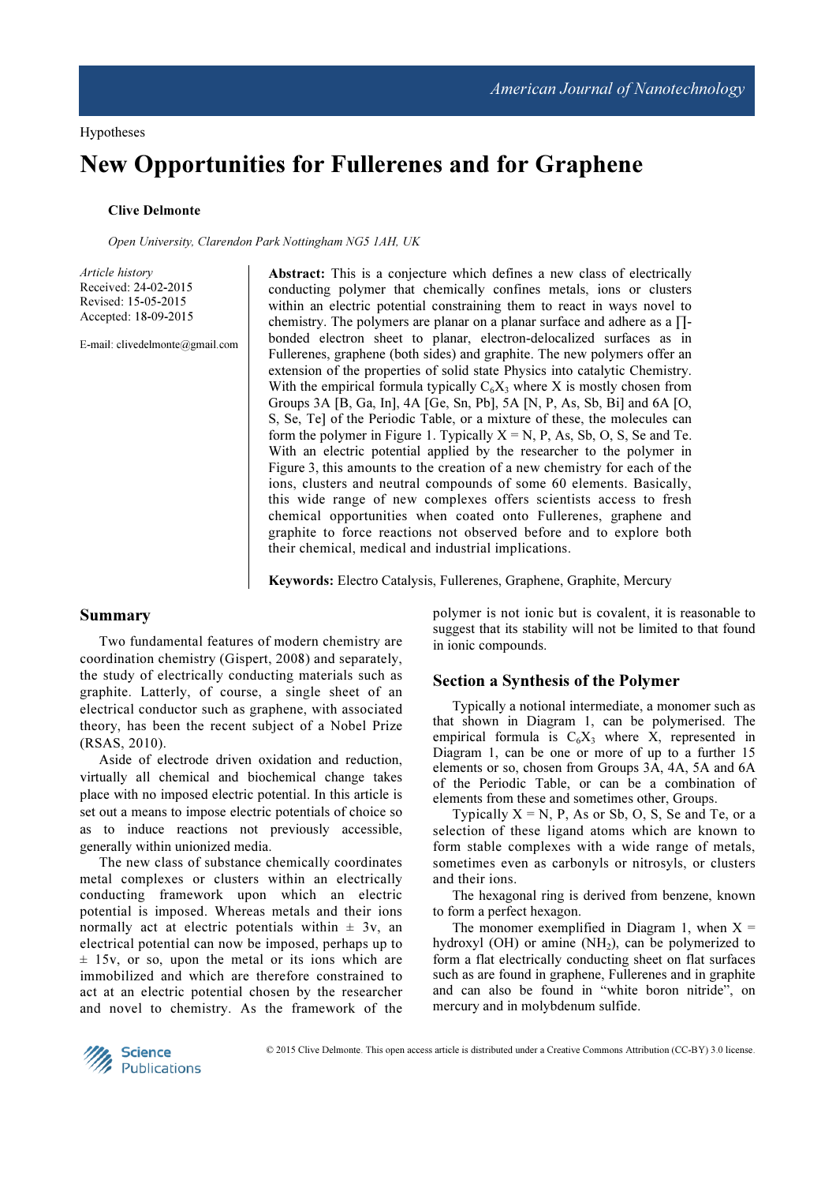Hypotheses

# New Opportunities for Fullerenes and for Graphene

**Clive Delmonte**

*Open University, Clarendon Park Nottingham NG5 1AH, UK*

*Article history*
Received: 24-02-2015
Revised: 15-05-2015
Accepted: 18-09-2015

E-mail: clivedelmonte@gmail.com

**Abstract:** This is a conjecture which defines a new class of electrically conducting polymer that chemically confines metals, ions or clusters within an electric potential constraining them to react in ways novel to chemistry. The polymers are planar on a planar surface and adhere as a ∏-bonded electron sheet to planar, electron-delocalized surfaces as in Fullerenes, graphene (both sides) and graphite. The new polymers offer an extension of the properties of solid state Physics into catalytic Chemistry. With the empirical formula typically $C_6X_3$ where X is mostly chosen from Groups 3A [B, Ga, In], 4A [Ge, Sn, Pb], 5A [N, P, As, Sb, Bi] and 6A [O, S, Se, Te] of the Periodic Table, or a mixture of these, the molecules can form the polymer in Figure 1. Typically X = N, P, As, Sb, O, S, Se and Te. With an electric potential applied by the researcher to the polymer in Figure 3, this amounts to the creation of a new chemistry for each of the ions, clusters and neutral compounds of some 60 elements. Basically, this wide range of new complexes offers scientists access to fresh chemical opportunities when coated onto Fullerenes, graphene and graphite to force reactions not observed before and to explore both their chemical, medical and industrial implications.

**Keywords:** Electro Catalysis, Fullerenes, Graphene, Graphite, Mercury

## Summary

Two fundamental features of modern chemistry are coordination chemistry (Gispert, 2008) and separately, the study of electrically conducting materials such as graphite. Latterly, of course, a single sheet of an electrical conductor such as graphene, with associated theory, has been the recent subject of a Nobel Prize (RSAS, 2010).

Aside of electrode driven oxidation and reduction, virtually all chemical and biochemical change takes place with no imposed electric potential. In this article is set out a means to impose electric potentials of choice so as to induce reactions not previously accessible, generally within unionized media.

The new class of substance chemically coordinates metal complexes or clusters within an electrically conducting framework upon which an electric potential is imposed. Whereas metals and their ions normally act at electric potentials within ± 3v, an electrical potential can now be imposed, perhaps up to ± 15v, or so, upon the metal or its ions which are immobilized and which are therefore constrained to act at an electric potential chosen by the researcher and novel to chemistry. As the framework of the polymer is not ionic but is covalent, it is reasonable to suggest that its stability will not be limited to that found in ionic compounds.

## Section a Synthesis of the Polymer

Typically a notional intermediate, a monomer such as that shown in Diagram 1, can be polymerised. The empirical formula is $C_6X_3$ where X, represented in Diagram 1, can be one or more of up to a further 15 elements or so, chosen from Groups 3A, 4A, 5A and 6A of the Periodic Table, or can be a combination of elements from these and sometimes other, Groups.

Typically X = N, P, As or Sb, O, S, Se and Te, or a selection of these ligand atoms which are known to form stable complexes with a wide range of metals, sometimes even as carbonyls or nitrosyls, or clusters and their ions.

The hexagonal ring is derived from benzene, known to form a perfect hexagon.

The monomer exemplified in Diagram 1, when X = hydroxyl (OH) or amine ($NH_2$), can be polymerized to form a flat electrically conducting sheet on flat surfaces such as are found in graphene, Fullerenes and in graphite and can also be found in "white boron nitride", on mercury and in molybdenum sulfide.

© 2015 Clive Delmonte. This open access article is distributed under a Creative Commons Attribution (CC-BY) 3.0 license.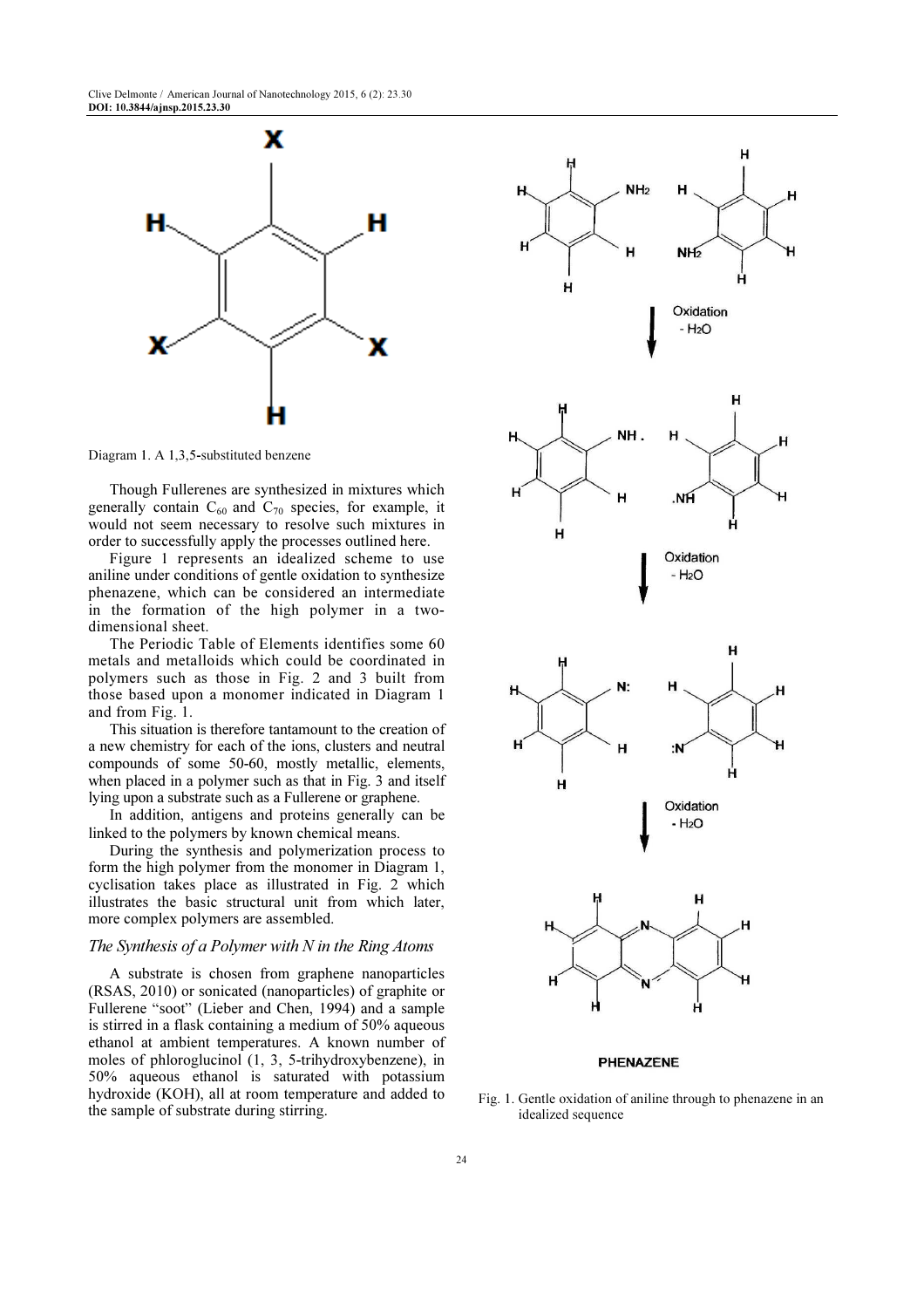Diagram 1. A 1,3,5-substituted benzene

Though Fullerenes are synthesized in mixtures which generally contain $C_{60}$ and $C_{70}$ species, for example, it would not seem necessary to resolve such mixtures in order to successfully apply the processes outlined here.

Figure 1 represents an idealized scheme to use aniline under conditions of gentle oxidation to synthesize phenazene, which can be considered an intermediate in the formation of the high polymer in a two-dimensional sheet.

The Periodic Table of Elements identifies some 60 metals and metalloids which could be coordinated in polymers such as those in Fig. 2 and 3 built from those based upon a monomer indicated in Diagram 1 and from Fig. 1.

This situation is therefore tantamount to the creation of a new chemistry for each of the ions, clusters and neutral compounds of some 50-60, mostly metallic, elements, when placed in a polymer such as that in Fig. 3 and itself lying upon a substrate such as a Fullerene or graphene.

In addition, antigens and proteins generally can be linked to the polymers by known chemical means.

During the synthesis and polymerization process to form the high polymer from the monomer in Diagram 1, cyclisation takes place as illustrated in Fig. 2 which illustrates the basic structural unit from which later, more complex polymers are assembled.

### *The Synthesis of a Polymer with N in the Ring Atoms*

A substrate is chosen from graphene nanoparticles (RSAS, 2010) or sonicated (nanoparticles) of graphite or Fullerene "soot" (Lieber and Chen, 1994) and a sample is stirred in a flask containing a medium of 50% aqueous ethanol at ambient temperatures. A known number of moles of phloroglucinol (1, 3, 5-trihydroxybenzene), in 50% aqueous ethanol is saturated with potassium hydroxide (KOH), all at room temperature and added to the sample of substrate during stirring.

Fig. 1. Gentle oxidation of aniline through to phenazene in an idealized sequence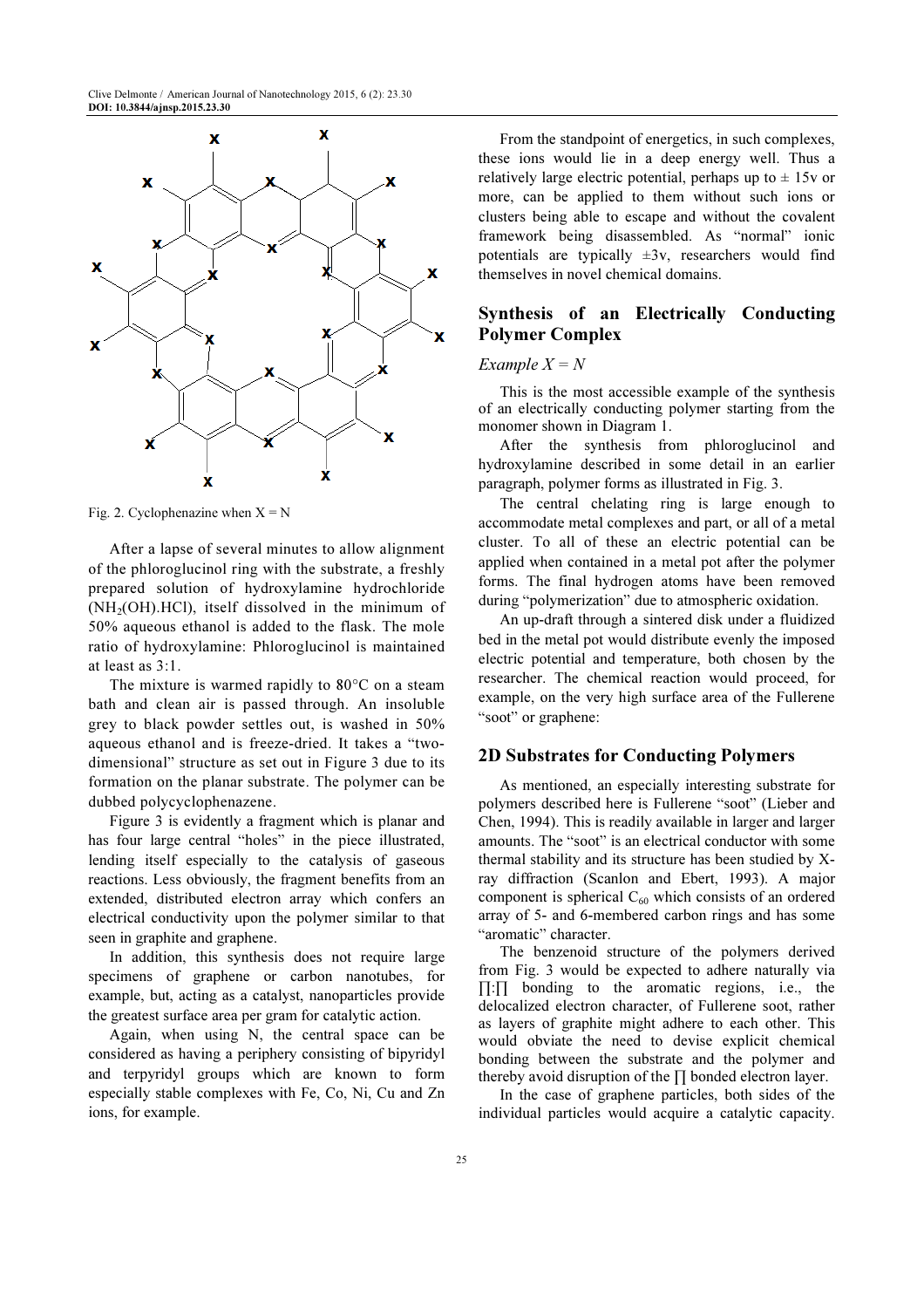Fig. 2. Cyclophenazine when X = N

After a lapse of several minutes to allow alignment of the phloroglucinol ring with the substrate, a freshly prepared solution of hydroxylamine hydrochloride ($NH_2(OH).HCl$), itself dissolved in the minimum of 50% aqueous ethanol is added to the flask. The mole ratio of hydroxylamine: Phloroglucinol is maintained at least as 3:1.

The mixture is warmed rapidly to 80°C on a steam bath and clean air is passed through. An insoluble grey to black powder settles out, is washed in 50% aqueous ethanol and is freeze-dried. It takes a "two-dimensional" structure as set out in Figure 3 due to its formation on the planar substrate. The polymer can be dubbed polycyclophenazene.

Figure 3 is evidently a fragment which is planar and has four large central "holes" in the piece illustrated, lending itself especially to the catalysis of gaseous reactions. Less obviously, the fragment benefits from an extended, distributed electron array which confers an electrical conductivity upon the polymer similar to that seen in graphite and graphene.

In addition, this synthesis does not require large specimens of graphene or carbon nanotubes, for example, but, acting as a catalyst, nanoparticles provide the greatest surface area per gram for catalytic action.

Again, when using N, the central space can be considered as having a periphery consisting of bipyridyl and terpyridyl groups which are known to form especially stable complexes with Fe, Co, Ni, Cu and Zn ions, for example.

From the standpoint of energetics, in such complexes, these ions would lie in a deep energy well. Thus a relatively large electric potential, perhaps up to ± 15v or more, can be applied to them without such ions or clusters being able to escape and without the covalent framework being disassembled. As "normal" ionic potentials are typically ±3v, researchers would find themselves in novel chemical domains.

## Synthesis of an Electrically Conducting Polymer Complex

*Example X = N*

This is the most accessible example of the synthesis of an electrically conducting polymer starting from the monomer shown in Diagram 1.

After the synthesis from phloroglucinol and hydroxylamine described in some detail in an earlier paragraph, polymer forms as illustrated in Fig. 3.

The central chelating ring is large enough to accommodate metal complexes and part, or all of a metal cluster. To all of these an electric potential can be applied when contained in a metal pot after the polymer forms. The final hydrogen atoms have been removed during "polymerization" due to atmospheric oxidation.

An up-draft through a sintered disk under a fluidized bed in the metal pot would distribute evenly the imposed electric potential and temperature, both chosen by the researcher. The chemical reaction would proceed, for example, on the very high surface area of the Fullerene "soot" or graphene:

## 2D Substrates for Conducting Polymers

As mentioned, an especially interesting substrate for polymers described here is Fullerene "soot" (Lieber and Chen, 1994). This is readily available in larger and larger amounts. The "soot" is an electrical conductor with some thermal stability and its structure has been studied by X-ray diffraction (Scanlon and Ebert, 1993). A major component is spherical $C_{60}$ which consists of an ordered array of 5- and 6-membered carbon rings and has some "aromatic" character.

The benzenoid structure of the polymers derived from Fig. 3 would be expected to adhere naturally via ∏:∏ bonding to the aromatic regions, i.e., the delocalized electron character, of Fullerene soot, rather as layers of graphite might adhere to each other. This would obviate the need to devise explicit chemical bonding between the substrate and the polymer and thereby avoid disruption of the ∏ bonded electron layer.

In the case of graphene particles, both sides of the individual particles would acquire a catalytic capacity.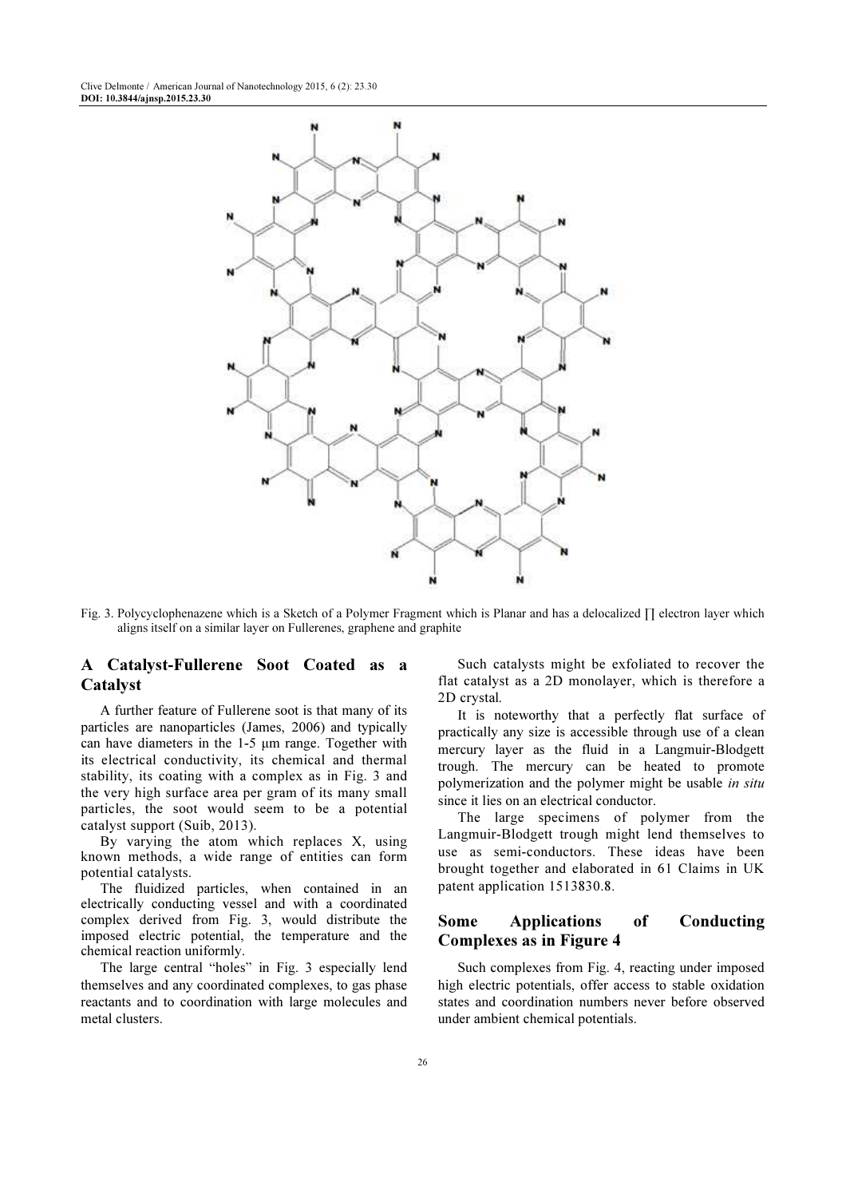Fig. 3. Polycyclophenazene which is a Sketch of a Polymer Fragment which is Planar and has a delocalized ∏ electron layer which aligns itself on a similar layer on Fullerenes, graphene and graphite

## A Catalyst-Fullerene Soot Coated as a Catalyst

A further feature of Fullerene soot is that many of its particles are nanoparticles (James, 2006) and typically can have diameters in the 1-5 μm range. Together with its electrical conductivity, its chemical and thermal stability, its coating with a complex as in Fig. 3 and the very high surface area per gram of its many small particles, the soot would seem to be a potential catalyst support (Suib, 2013).

By varying the atom which replaces X, using known methods, a wide range of entities can form potential catalysts.

The fluidized particles, when contained in an electrically conducting vessel and with a coordinated complex derived from Fig. 3, would distribute the imposed electric potential, the temperature and the chemical reaction uniformly.

The large central "holes" in Fig. 3 especially lend themselves and any coordinated complexes, to gas phase reactants and to coordination with large molecules and metal clusters.

Such catalysts might be exfoliated to recover the flat catalyst as a 2D monolayer, which is therefore a 2D crystal.

It is noteworthy that a perfectly flat surface of practically any size is accessible through use of a clean mercury layer as the fluid in a Langmuir-Blodgett trough. The mercury can be heated to promote polymerization and the polymer might be usable *in situ* since it lies on an electrical conductor.

The large specimens of polymer from the Langmuir-Blodgett trough might lend themselves to use as semi-conductors. These ideas have been brought together and elaborated in 61 Claims in UK patent application 1513830.8.

## Some Applications of Conducting Complexes as in Figure 4

Such complexes from Fig. 4, reacting under imposed high electric potentials, offer access to stable oxidation states and coordination numbers never before observed under ambient chemical potentials.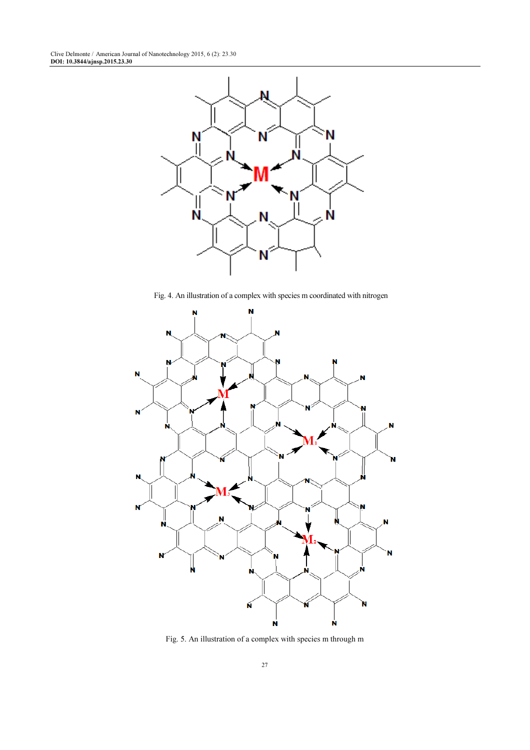Fig. 4. An illustration of a complex with species m coordinated with nitrogen

Fig. 5. An illustration of a complex with species m through m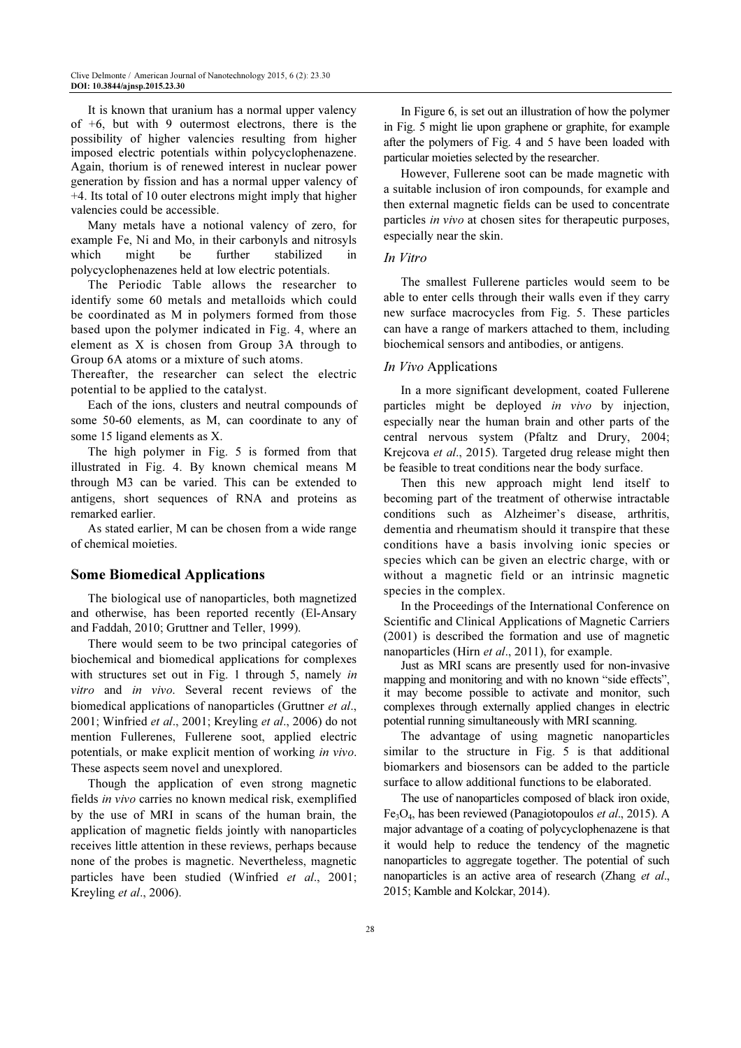It is known that uranium has a normal upper valency of +6, but with 9 outermost electrons, there is the possibility of higher valencies resulting from higher imposed electric potentials within polycyclophenazene. Again, thorium is of renewed interest in nuclear power generation by fission and has a normal upper valency of +4. Its total of 10 outer electrons might imply that higher valencies could be accessible.

Many metals have a notional valency of zero, for example Fe, Ni and Mo, in their carbonyls and nitrosyls which might be further stabilized in polycyclophenazenes held at low electric potentials.

The Periodic Table allows the researcher to identify some 60 metals and metalloids which could be coordinated as M in polymers formed from those based upon the polymer indicated in Fig. 4, where an element as X is chosen from Group 3A through to Group 6A atoms or a mixture of such atoms.
Thereafter, the researcher can select the electric potential to be applied to the catalyst.

Each of the ions, clusters and neutral compounds of some 50-60 elements, as M, can coordinate to any of some 15 ligand elements as X.

The high polymer in Fig. 5 is formed from that illustrated in Fig. 4. By known chemical means M through M3 can be varied. This can be extended to antigens, short sequences of RNA and proteins as remarked earlier.

As stated earlier, M can be chosen from a wide range of chemical moieties.

## Some Biomedical Applications

The biological use of nanoparticles, both magnetized and otherwise, has been reported recently (El-Ansary and Faddah, 2010; Gruttner and Teller, 1999).

There would seem to be two principal categories of biochemical and biomedical applications for complexes with structures set out in Fig. 1 through 5, namely *in vitro* and *in vivo*. Several recent reviews of the biomedical applications of nanoparticles (Gruttner *et al*., 2001; Winfried *et al*., 2001; Kreyling *et al*., 2006) do not mention Fullerenes, Fullerene soot, applied electric potentials, or make explicit mention of working *in vivo*. These aspects seem novel and unexplored.

Though the application of even strong magnetic fields *in vivo* carries no known medical risk, exemplified by the use of MRI in scans of the human brain, the application of magnetic fields jointly with nanoparticles receives little attention in these reviews, perhaps because none of the probes is magnetic. Nevertheless, magnetic particles have been studied (Winfried *et al*., 2001; Kreyling *et al*., 2006).

In Figure 6, is set out an illustration of how the polymer in Fig. 5 might lie upon graphene or graphite, for example after the polymers of Fig. 4 and 5 have been loaded with particular moieties selected by the researcher.

However, Fullerene soot can be made magnetic with a suitable inclusion of iron compounds, for example and then external magnetic fields can be used to concentrate particles *in vivo* at chosen sites for therapeutic purposes, especially near the skin.

### *In Vitro*

The smallest Fullerene particles would seem to be able to enter cells through their walls even if they carry new surface macrocycles from Fig. 5. These particles can have a range of markers attached to them, including biochemical sensors and antibodies, or antigens.

### *In Vivo* Applications

In a more significant development, coated Fullerene particles might be deployed *in vivo* by injection, especially near the human brain and other parts of the central nervous system (Pfaltz and Drury, 2004; Krejcova *et al*., 2015). Targeted drug release might then be feasible to treat conditions near the body surface.

Then this new approach might lend itself to becoming part of the treatment of otherwise intractable conditions such as Alzheimer's disease, arthritis, dementia and rheumatism should it transpire that these conditions have a basis involving ionic species or species which can be given an electric charge, with or without a magnetic field or an intrinsic magnetic species in the complex.

In the Proceedings of the International Conference on Scientific and Clinical Applications of Magnetic Carriers (2001) is described the formation and use of magnetic nanoparticles (Hirn *et al*., 2011), for example.

Just as MRI scans are presently used for non-invasive mapping and monitoring and with no known "side effects", it may become possible to activate and monitor, such complexes through externally applied changes in electric potential running simultaneously with MRI scanning.

The advantage of using magnetic nanoparticles similar to the structure in Fig. 5 is that additional biomarkers and biosensors can be added to the particle surface to allow additional functions to be elaborated.

The use of nanoparticles composed of black iron oxide, $Fe_3O_4$, has been reviewed (Panagiotopoulos *et al*., 2015). A major advantage of a coating of polycyclophenazene is that it would help to reduce the tendency of the magnetic nanoparticles to aggregate together. The potential of such nanoparticles is an active area of research (Zhang *et al*., 2015; Kamble and Kolckar, 2014).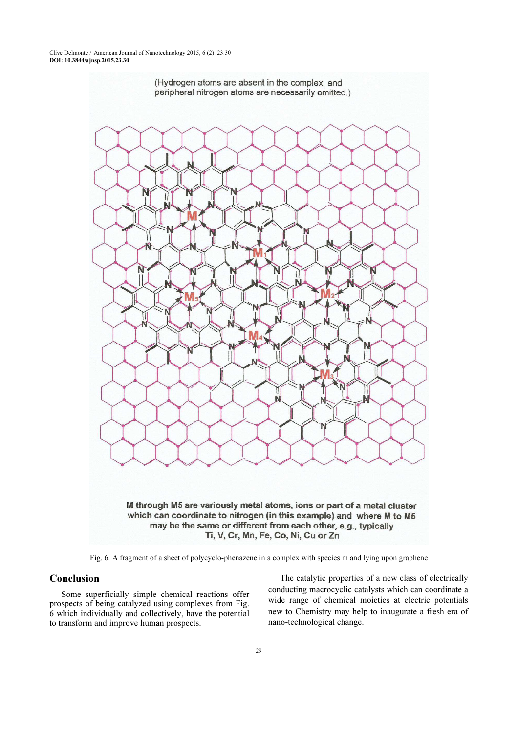(Hydrogen atoms are absent in the complex, and peripheral nitrogen atoms are necessarily omitted.)

M through M5 are variously metal atoms, ions or part of a metal cluster which can coordinate to nitrogen (in this example) and where M to M5 may be the same or different from each other, e.g., typically Ti, V, Cr, Mn, Fe, Co, Ni, Cu or Zn

Fig. 6. A fragment of a sheet of polycyclo-phenazene in a complex with species m and lying upon graphene

## Conclusion

Some superficially simple chemical reactions offer prospects of being catalyzed using complexes from Fig. 6 which individually and collectively, have the potential to transform and improve human prospects.

The catalytic properties of a new class of electrically conducting macrocyclic catalysts which can coordinate a wide range of chemical moieties at electric potentials new to Chemistry may help to inaugurate a fresh era of nano-technological change.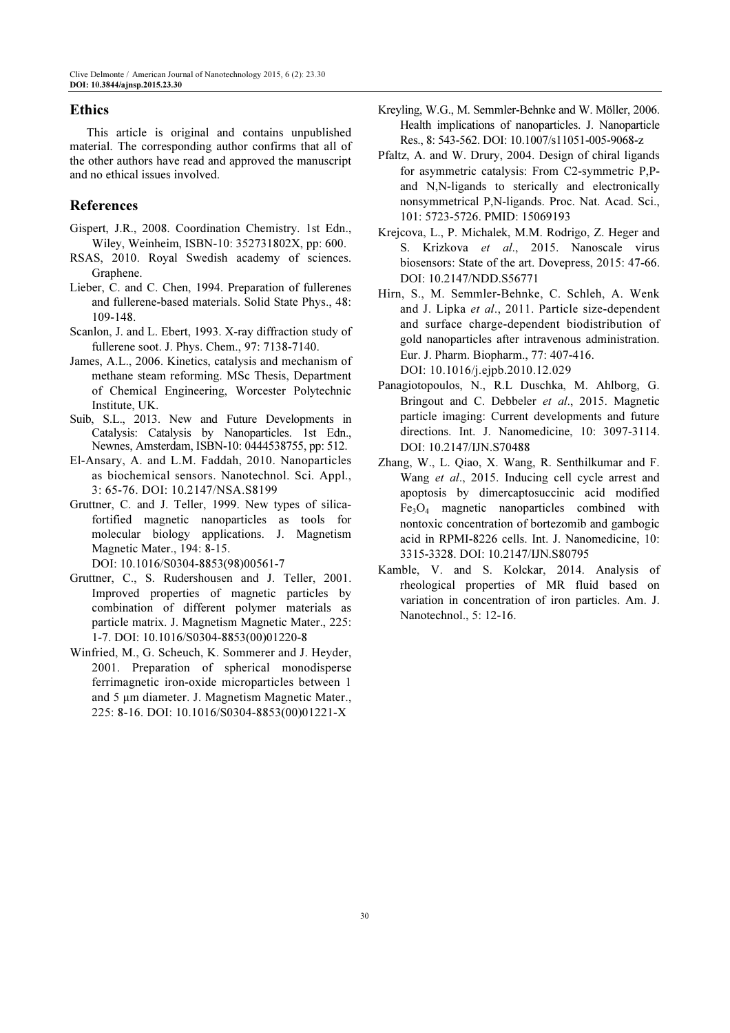## Ethics

This article is original and contains unpublished material. The corresponding author confirms that all of the other authors have read and approved the manuscript and no ethical issues involved.

## References

Gispert, J.R., 2008. Coordination Chemistry. 1st Edn., Wiley, Weinheim, ISBN-10: 352731802X, pp: 600.

RSAS, 2010. Royal Swedish academy of sciences. Graphene.

Lieber, C. and C. Chen, 1994. Preparation of fullerenes and fullerene-based materials. Solid State Phys., 48: 109-148.

Scanlon, J. and L. Ebert, 1993. X-ray diffraction study of fullerene soot. J. Phys. Chem., 97: 7138-7140.

James, A.L., 2006. Kinetics, catalysis and mechanism of methane steam reforming. MSc Thesis, Department of Chemical Engineering, Worcester Polytechnic Institute, UK.

Suib, S.L., 2013. New and Future Developments in Catalysis: Catalysis by Nanoparticles. 1st Edn., Newnes, Amsterdam, ISBN-10: 0444538755, pp: 512.

El-Ansary, A. and L.M. Faddah, 2010. Nanoparticles as biochemical sensors. Nanotechnol. Sci. Appl., 3: 65-76. DOI: 10.2147/NSA.S8199

Gruttner, C. and J. Teller, 1999. New types of silica-fortified magnetic nanoparticles as tools for molecular biology applications. J. Magnetism Magnetic Mater., 194: 8-15. DOI: 10.1016/S0304-8853(98)00561-7

Gruttner, C., S. Rudershousen and J. Teller, 2001. Improved properties of magnetic particles by combination of different polymer materials as particle matrix. J. Magnetism Magnetic Mater., 225: 1-7. DOI: 10.1016/S0304-8853(00)01220-8

Winfried, M., G. Scheuch, K. Sommerer and J. Heyder, 2001. Preparation of spherical monodisperse ferrimagnetic iron-oxide microparticles between 1 and 5 µm diameter. J. Magnetism Magnetic Mater., 225: 8-16. DOI: 10.1016/S0304-8853(00)01221-X

Kreyling, W.G., M. Semmler-Behnke and W. Möller, 2006. Health implications of nanoparticles. J. Nanoparticle Res., 8: 543-562. DOI: 10.1007/s11051-005-9068-z

Pfaltz, A. and W. Drury, 2004. Design of chiral ligands for asymmetric catalysis: From C2-symmetric P,P- and N,N-ligands to sterically and electronically nonsymmetrical P,N-ligands. Proc. Nat. Acad. Sci., 101: 5723-5726. PMID: 15069193

Krejcova, L., P. Michalek, M.M. Rodrigo, Z. Heger and S. Krizkova *et al*., 2015. Nanoscale virus biosensors: State of the art. Dovepress, 2015: 47-66. DOI: 10.2147/NDD.S56771

Hirn, S., M. Semmler-Behnke, C. Schleh, A. Wenk and J. Lipka *et al*., 2011. Particle size-dependent and surface charge-dependent biodistribution of gold nanoparticles after intravenous administration. Eur. J. Pharm. Biopharm., 77: 407-416. DOI: 10.1016/j.ejpb.2010.12.029

Panagiotopoulos, N., R.L Duschka, M. Ahlborg, G. Bringout and C. Debbeler *et al*., 2015. Magnetic particle imaging: Current developments and future directions. Int. J. Nanomedicine, 10: 3097-3114. DOI: 10.2147/IJN.S70488

Zhang, W., L. Qiao, X. Wang, R. Senthilkumar and F. Wang *et al*., 2015. Inducing cell cycle arrest and apoptosis by dimercaptosuccinic acid modified $Fe_3O_4$ magnetic nanoparticles combined with nontoxic concentration of bortezomib and gambogic acid in RPMI-8226 cells. Int. J. Nanomedicine, 10: 3315-3328. DOI: 10.2147/IJN.S80795

Kamble, V. and S. Kolckar, 2014. Analysis of rheological properties of MR fluid based on variation in concentration of iron particles. Am. J. Nanotechnol., 5: 12-16.